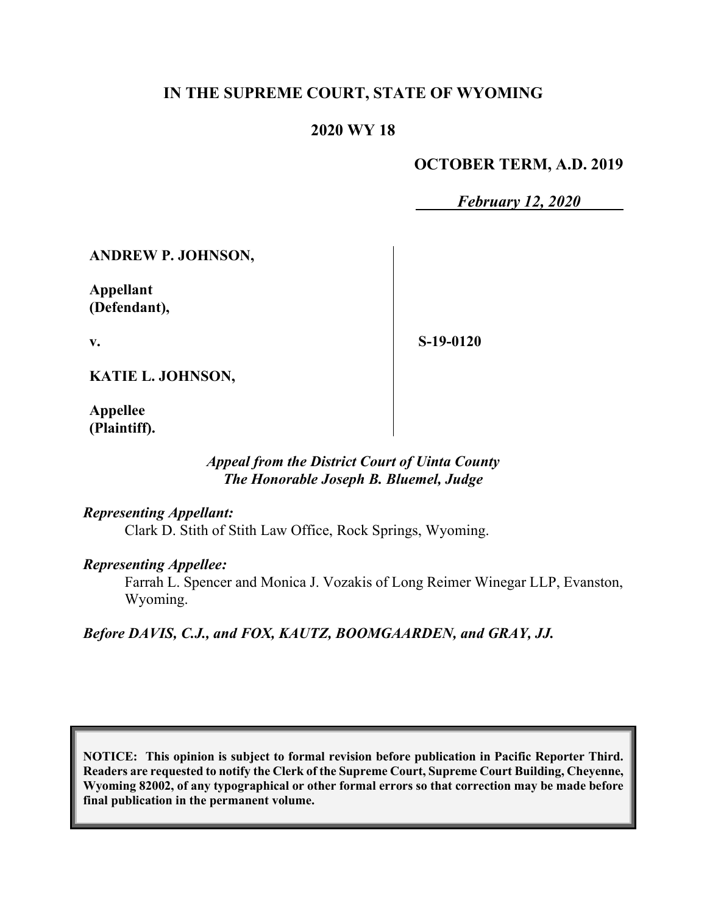# IN THE SUPREME COURT, STATE OF WYOMING

## 2020 WY 18

**OCTOBER TERM, A.D. 2019**

***February 12, 2020***

| | |
|---|---|
| **ANDREW P. JOHNSON,**<br><br>**Appellant (Defendant),**<br><br>**v.**<br><br>**KATIE L. JOHNSON,**<br><br>**Appellee (Plaintiff).** | **S-19-0120** |

***Appeal from the District Court of Uinta County***
***The Honorable Joseph B. Bluemel, Judge***

***Representing Appellant:***

Clark D. Stith of Stith Law Office, Rock Springs, Wyoming.

***Representing Appellee:***

Farrah L. Spencer and Monica J. Vozakis of Long Reimer Winegar LLP, Evanston, Wyoming.

***Before DAVIS, C.J., and FOX, KAUTZ, BOOMGAARDEN, and GRAY, JJ.***

**NOTICE: This opinion is subject to formal revision before publication in Pacific Reporter Third. Readers are requested to notify the Clerk of the Supreme Court, Supreme Court Building, Cheyenne, Wyoming 82002, of any typographical or other formal errors so that correction may be made before final publication in the permanent volume.**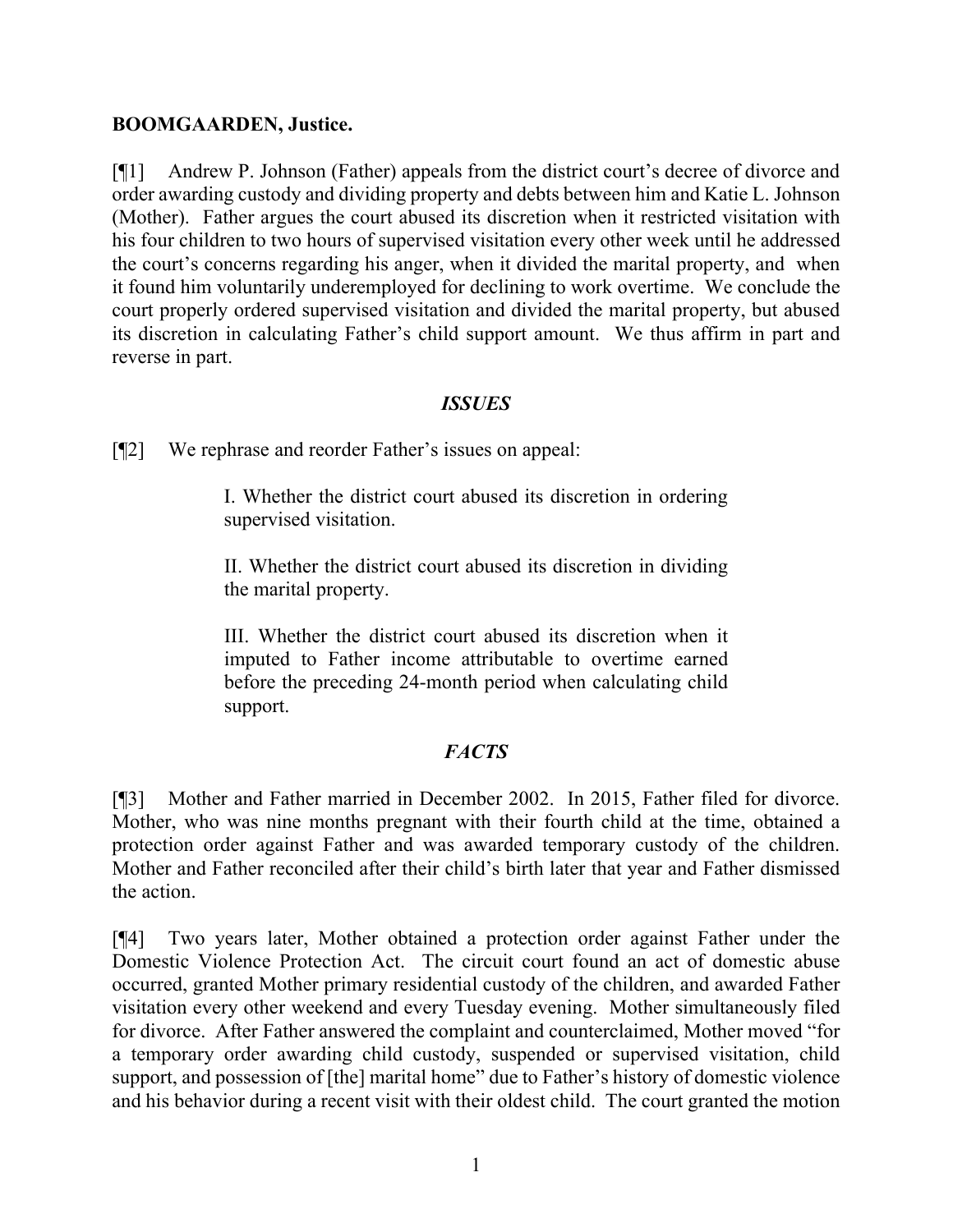**BOOMGAARDEN, Justice.**

[¶1] Andrew P. Johnson (Father) appeals from the district court's decree of divorce and order awarding custody and dividing property and debts between him and Katie L. Johnson (Mother). Father argues the court abused its discretion when it restricted visitation with his four children to two hours of supervised visitation every other week until he addressed the court's concerns regarding his anger, when it divided the marital property, and when it found him voluntarily underemployed for declining to work overtime. We conclude the court properly ordered supervised visitation and divided the marital property, but abused its discretion in calculating Father's child support amount. We thus affirm in part and reverse in part.

## *ISSUES*

[¶2] We rephrase and reorder Father's issues on appeal:

> I. Whether the district court abused its discretion in ordering supervised visitation.
>
> II. Whether the district court abused its discretion in dividing the marital property.
>
> III. Whether the district court abused its discretion when it imputed to Father income attributable to overtime earned before the preceding 24-month period when calculating child support.

## *FACTS*

[¶3] Mother and Father married in December 2002. In 2015, Father filed for divorce. Mother, who was nine months pregnant with their fourth child at the time, obtained a protection order against Father and was awarded temporary custody of the children. Mother and Father reconciled after their child's birth later that year and Father dismissed the action.

[¶4] Two years later, Mother obtained a protection order against Father under the Domestic Violence Protection Act. The circuit court found an act of domestic abuse occurred, granted Mother primary residential custody of the children, and awarded Father visitation every other weekend and every Tuesday evening. Mother simultaneously filed for divorce. After Father answered the complaint and counterclaimed, Mother moved "for a temporary order awarding child custody, suspended or supervised visitation, child support, and possession of [the] marital home" due to Father's history of domestic violence and his behavior during a recent visit with their oldest child. The court granted the motion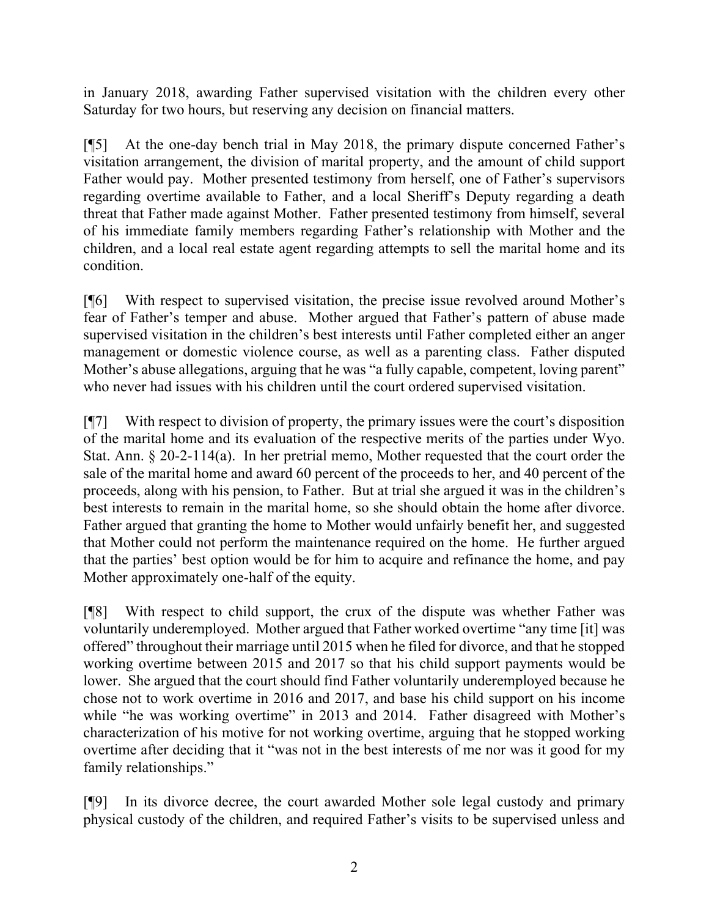in January 2018, awarding Father supervised visitation with the children every other Saturday for two hours, but reserving any decision on financial matters.

[¶5] At the one-day bench trial in May 2018, the primary dispute concerned Father's visitation arrangement, the division of marital property, and the amount of child support Father would pay. Mother presented testimony from herself, one of Father's supervisors regarding overtime available to Father, and a local Sheriff's Deputy regarding a death threat that Father made against Mother. Father presented testimony from himself, several of his immediate family members regarding Father's relationship with Mother and the children, and a local real estate agent regarding attempts to sell the marital home and its condition.

[¶6] With respect to supervised visitation, the precise issue revolved around Mother's fear of Father's temper and abuse. Mother argued that Father's pattern of abuse made supervised visitation in the children's best interests until Father completed either an anger management or domestic violence course, as well as a parenting class. Father disputed Mother's abuse allegations, arguing that he was "a fully capable, competent, loving parent" who never had issues with his children until the court ordered supervised visitation.

[¶7] With respect to division of property, the primary issues were the court's disposition of the marital home and its evaluation of the respective merits of the parties under Wyo. Stat. Ann. § 20-2-114(a). In her pretrial memo, Mother requested that the court order the sale of the marital home and award 60 percent of the proceeds to her, and 40 percent of the proceeds, along with his pension, to Father. But at trial she argued it was in the children's best interests to remain in the marital home, so she should obtain the home after divorce. Father argued that granting the home to Mother would unfairly benefit her, and suggested that Mother could not perform the maintenance required on the home. He further argued that the parties' best option would be for him to acquire and refinance the home, and pay Mother approximately one-half of the equity.

[¶8] With respect to child support, the crux of the dispute was whether Father was voluntarily underemployed. Mother argued that Father worked overtime "any time [it] was offered" throughout their marriage until 2015 when he filed for divorce, and that he stopped working overtime between 2015 and 2017 so that his child support payments would be lower. She argued that the court should find Father voluntarily underemployed because he chose not to work overtime in 2016 and 2017, and base his child support on his income while "he was working overtime" in 2013 and 2014. Father disagreed with Mother's characterization of his motive for not working overtime, arguing that he stopped working overtime after deciding that it "was not in the best interests of me nor was it good for my family relationships."

[¶9] In its divorce decree, the court awarded Mother sole legal custody and primary physical custody of the children, and required Father's visits to be supervised unless and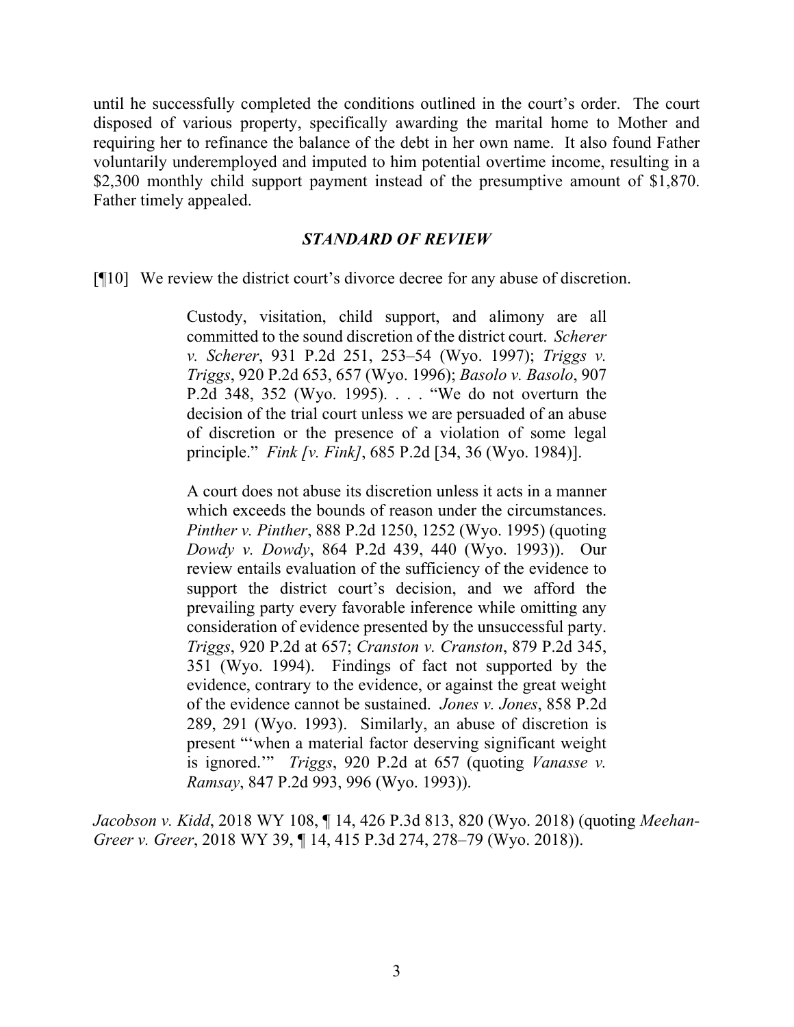until he successfully completed the conditions outlined in the court's order. The court disposed of various property, specifically awarding the marital home to Mother and requiring her to refinance the balance of the debt in her own name. It also found Father voluntarily underemployed and imputed to him potential overtime income, resulting in a $2,300 monthly child support payment instead of the presumptive amount of $1,870. Father timely appealed.

### *STANDARD OF REVIEW*

[¶10] We review the district court's divorce decree for any abuse of discretion.

> Custody, visitation, child support, and alimony are all committed to the sound discretion of the district court. *Scherer v. Scherer*, 931 P.2d 251, 253–54 (Wyo. 1997); *Triggs v. Triggs*, 920 P.2d 653, 657 (Wyo. 1996); *Basolo v. Basolo*, 907 P.2d 348, 352 (Wyo. 1995). . . . "We do not overturn the decision of the trial court unless we are persuaded of an abuse of discretion or the presence of a violation of some legal principle." *Fink [v. Fink]*, 685 P.2d [34, 36 (Wyo. 1984)].
>
> A court does not abuse its discretion unless it acts in a manner which exceeds the bounds of reason under the circumstances. *Pinther v. Pinther*, 888 P.2d 1250, 1252 (Wyo. 1995) (quoting *Dowdy v. Dowdy*, 864 P.2d 439, 440 (Wyo. 1993)). Our review entails evaluation of the sufficiency of the evidence to support the district court's decision, and we afford the prevailing party every favorable inference while omitting any consideration of evidence presented by the unsuccessful party. *Triggs*, 920 P.2d at 657; *Cranston v. Cranston*, 879 P.2d 345, 351 (Wyo. 1994). Findings of fact not supported by the evidence, contrary to the evidence, or against the great weight of the evidence cannot be sustained. *Jones v. Jones*, 858 P.2d 289, 291 (Wyo. 1993). Similarly, an abuse of discretion is present "'when a material factor deserving significant weight is ignored.'" *Triggs*, 920 P.2d at 657 (quoting *Vanasse v. Ramsay*, 847 P.2d 993, 996 (Wyo. 1993)).

*Jacobson v. Kidd*, 2018 WY 108, ¶ 14, 426 P.3d 813, 820 (Wyo. 2018) (quoting *Meehan-Greer v. Greer*, 2018 WY 39, ¶ 14, 415 P.3d 274, 278–79 (Wyo. 2018)).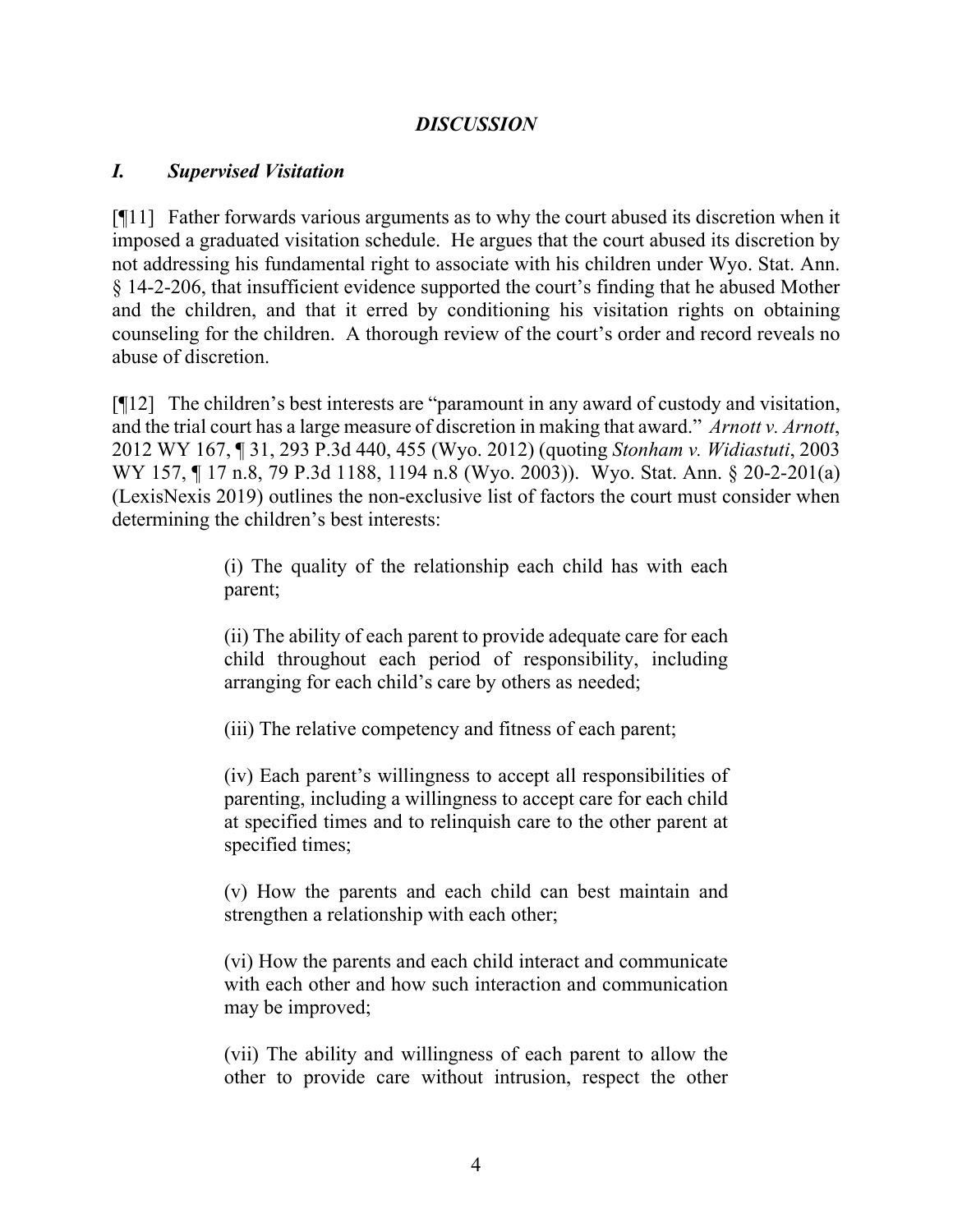## *DISCUSSION*

### *I. Supervised Visitation*

[¶11] Father forwards various arguments as to why the court abused its discretion when it imposed a graduated visitation schedule. He argues that the court abused its discretion by not addressing his fundamental right to associate with his children under Wyo. Stat. Ann. § 14-2-206, that insufficient evidence supported the court's finding that he abused Mother and the children, and that it erred by conditioning his visitation rights on obtaining counseling for the children. A thorough review of the court's order and record reveals no abuse of discretion.

[¶12] The children's best interests are "paramount in any award of custody and visitation, and the trial court has a large measure of discretion in making that award." *Arnott v. Arnott*, 2012 WY 167, ¶ 31, 293 P.3d 440, 455 (Wyo. 2012) (quoting *Stonham v. Widiastuti*, 2003 WY 157, ¶ 17 n.8, 79 P.3d 1188, 1194 n.8 (Wyo. 2003)). Wyo. Stat. Ann. § 20-2-201(a) (LexisNexis 2019) outlines the non-exclusive list of factors the court must consider when determining the children's best interests:

> (i) The quality of the relationship each child has with each parent;
>
> (ii) The ability of each parent to provide adequate care for each child throughout each period of responsibility, including arranging for each child's care by others as needed;
>
> (iii) The relative competency and fitness of each parent;
>
> (iv) Each parent's willingness to accept all responsibilities of parenting, including a willingness to accept care for each child at specified times and to relinquish care to the other parent at specified times;
>
> (v) How the parents and each child can best maintain and strengthen a relationship with each other;
>
> (vi) How the parents and each child interact and communicate with each other and how such interaction and communication may be improved;
>
> (vii) The ability and willingness of each parent to allow the other to provide care without intrusion, respect the other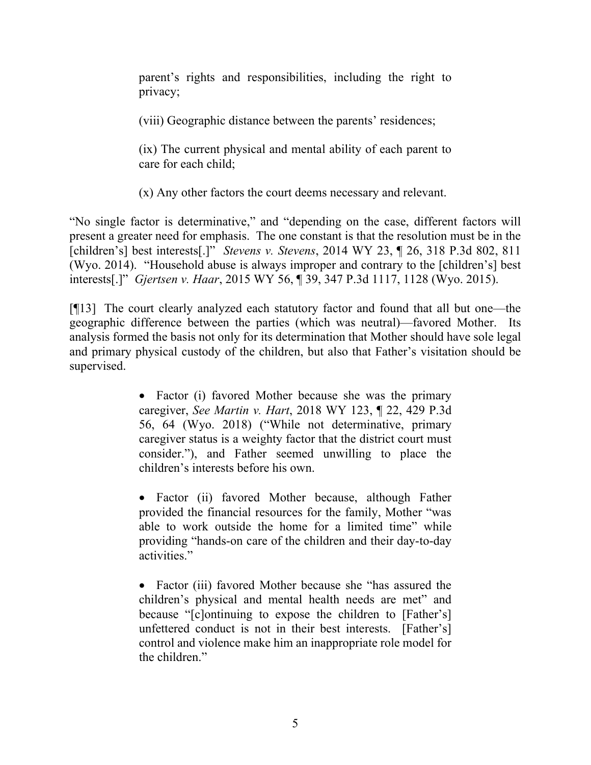> parent's rights and responsibilities, including the right to privacy;
>
> (viii) Geographic distance between the parents' residences;
>
> (ix) The current physical and mental ability of each parent to care for each child;
>
> (x) Any other factors the court deems necessary and relevant.

"No single factor is determinative," and "depending on the case, different factors will present a greater need for emphasis. The one constant is that the resolution must be in the [children's] best interests[.]" *Stevens v. Stevens*, 2014 WY 23, ¶ 26, 318 P.3d 802, 811 (Wyo. 2014). "Household abuse is always improper and contrary to the [children's] best interests[.]" *Gjertsen v. Haar*, 2015 WY 56, ¶ 39, 347 P.3d 1117, 1128 (Wyo. 2015).

[¶13] The court clearly analyzed each statutory factor and found that all but one—the geographic difference between the parties (which was neutral)—favored Mother. Its analysis formed the basis not only for its determination that Mother should have sole legal and primary physical custody of the children, but also that Father's visitation should be supervised.

> - Factor (i) favored Mother because she was the primary caregiver, *See Martin v. Hart*, 2018 WY 123, ¶ 22, 429 P.3d 56, 64 (Wyo. 2018) ("While not determinative, primary caregiver status is a weighty factor that the district court must consider."), and Father seemed unwilling to place the children's interests before his own.
>
> - Factor (ii) favored Mother because, although Father provided the financial resources for the family, Mother "was able to work outside the home for a limited time" while providing "hands-on care of the children and their day-to-day activities."
>
> - Factor (iii) favored Mother because she "has assured the children's physical and mental health needs are met" and because "[c]ontinuing to expose the children to [Father's] unfettered conduct is not in their best interests. [Father's] control and violence make him an inappropriate role model for the children."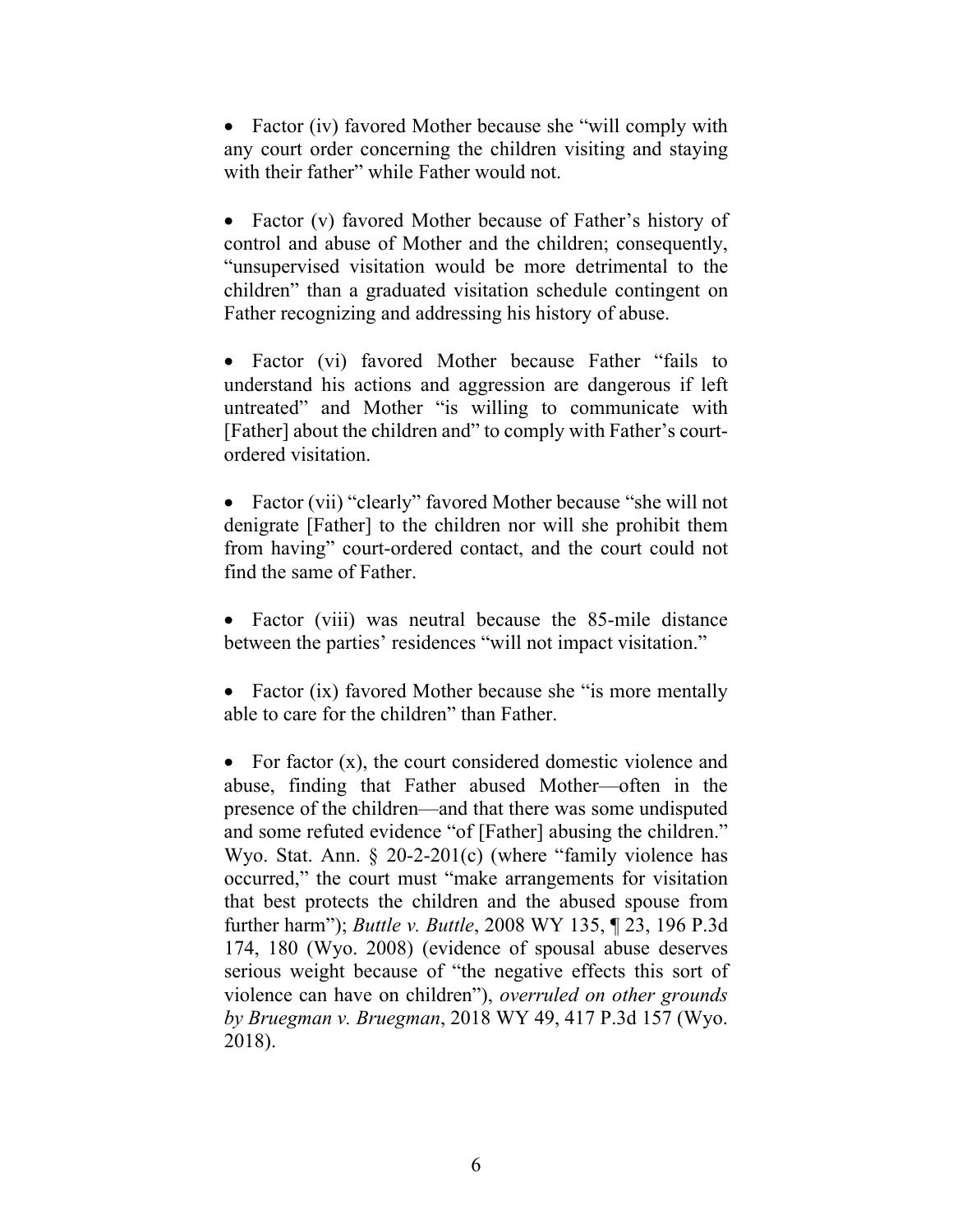- Factor (iv) favored Mother because she "will comply with any court order concerning the children visiting and staying with their father" while Father would not.

- Factor (v) favored Mother because of Father's history of control and abuse of Mother and the children; consequently, "unsupervised visitation would be more detrimental to the children" than a graduated visitation schedule contingent on Father recognizing and addressing his history of abuse.

- Factor (vi) favored Mother because Father "fails to understand his actions and aggression are dangerous if left untreated" and Mother "is willing to communicate with [Father] about the children and" to comply with Father's court-ordered visitation.

- Factor (vii) "clearly" favored Mother because "she will not denigrate [Father] to the children nor will she prohibit them from having" court-ordered contact, and the court could not find the same of Father.

- Factor (viii) was neutral because the 85-mile distance between the parties' residences "will not impact visitation."

- Factor (ix) favored Mother because she "is more mentally able to care for the children" than Father.

- For factor (x), the court considered domestic violence and abuse, finding that Father abused Mother—often in the presence of the children—and that there was some undisputed and some refuted evidence "of [Father] abusing the children." Wyo. Stat. Ann. § 20-2-201(c) (where "family violence has occurred," the court must "make arrangements for visitation that best protects the children and the abused spouse from further harm"); *Buttle v. Buttle*, 2008 WY 135, ¶ 23, 196 P.3d 174, 180 (Wyo. 2008) (evidence of spousal abuse deserves serious weight because of "the negative effects this sort of violence can have on children"), *overruled on other grounds by Bruegman v. Bruegman*, 2018 WY 49, 417 P.3d 157 (Wyo. 2018).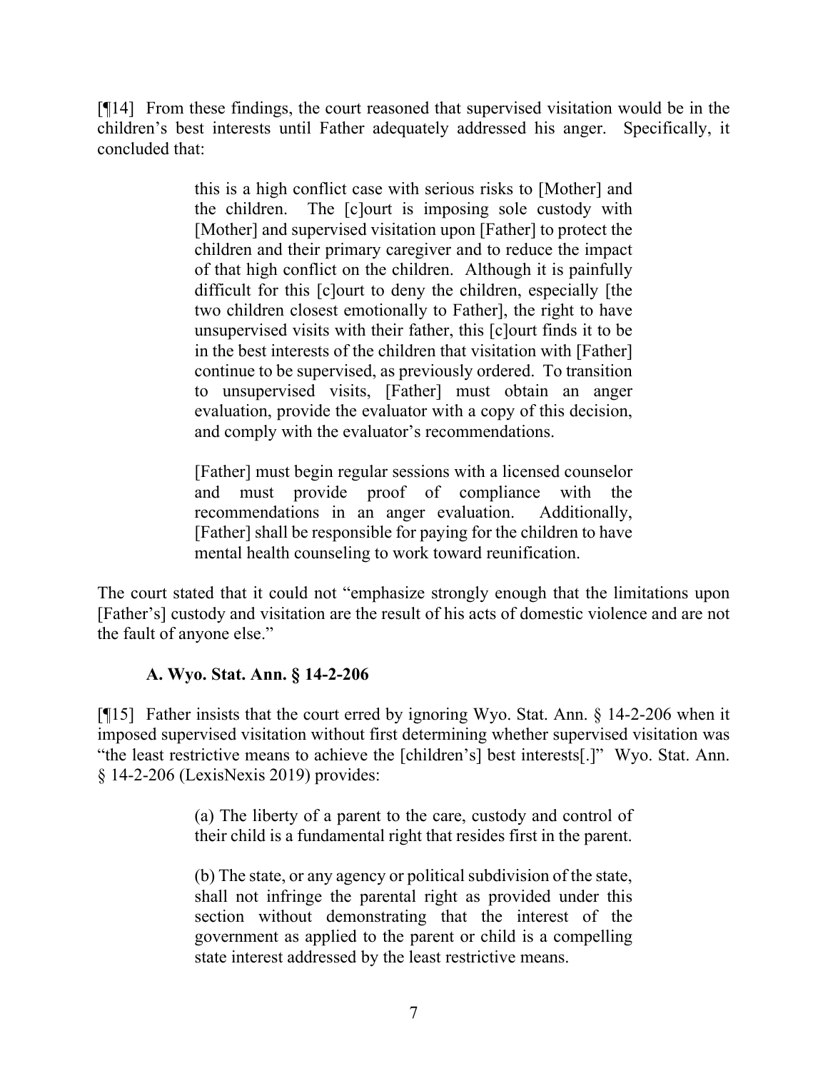[¶14] From these findings, the court reasoned that supervised visitation would be in the children's best interests until Father adequately addressed his anger. Specifically, it concluded that:

> this is a high conflict case with serious risks to [Mother] and the children. The [c]ourt is imposing sole custody with [Mother] and supervised visitation upon [Father] to protect the children and their primary caregiver and to reduce the impact of that high conflict on the children. Although it is painfully difficult for this [c]ourt to deny the children, especially [the two children closest emotionally to Father], the right to have unsupervised visits with their father, this [c]ourt finds it to be in the best interests of the children that visitation with [Father] continue to be supervised, as previously ordered. To transition to unsupervised visits, [Father] must obtain an anger evaluation, provide the evaluator with a copy of this decision, and comply with the evaluator's recommendations.
>
> [Father] must begin regular sessions with a licensed counselor and must provide proof of compliance with the recommendations in an anger evaluation. Additionally, [Father] shall be responsible for paying for the children to have mental health counseling to work toward reunification.

The court stated that it could not "emphasize strongly enough that the limitations upon [Father's] custody and visitation are the result of his acts of domestic violence and are not the fault of anyone else."

### A. Wyo. Stat. Ann. § 14-2-206

[¶15] Father insists that the court erred by ignoring Wyo. Stat. Ann. § 14-2-206 when it imposed supervised visitation without first determining whether supervised visitation was "the least restrictive means to achieve the [children's] best interests[.]" Wyo. Stat. Ann. § 14-2-206 (LexisNexis 2019) provides:

> (a) The liberty of a parent to the care, custody and control of their child is a fundamental right that resides first in the parent.
>
> (b) The state, or any agency or political subdivision of the state, shall not infringe the parental right as provided under this section without demonstrating that the interest of the government as applied to the parent or child is a compelling state interest addressed by the least restrictive means.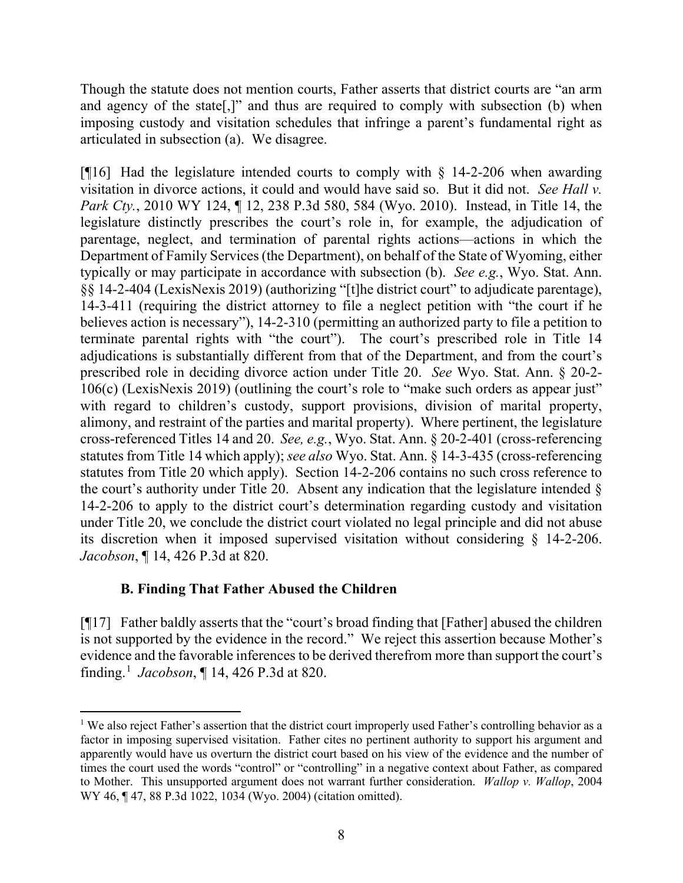Though the statute does not mention courts, Father asserts that district courts are "an arm and agency of the state[,]" and thus are required to comply with subsection (b) when imposing custody and visitation schedules that infringe a parent's fundamental right as articulated in subsection (a). We disagree.

[¶16] Had the legislature intended courts to comply with § 14-2-206 when awarding visitation in divorce actions, it could and would have said so. But it did not. *See Hall v. Park Cty.*, 2010 WY 124, ¶ 12, 238 P.3d 580, 584 (Wyo. 2010). Instead, in Title 14, the legislature distinctly prescribes the court's role in, for example, the adjudication of parentage, neglect, and termination of parental rights actions—actions in which the Department of Family Services (the Department), on behalf of the State of Wyoming, either typically or may participate in accordance with subsection (b). *See e.g.*, Wyo. Stat. Ann. §§ 14-2-404 (LexisNexis 2019) (authorizing "[t]he district court" to adjudicate parentage), 14-3-411 (requiring the district attorney to file a neglect petition with "the court if he believes action is necessary"), 14-2-310 (permitting an authorized party to file a petition to terminate parental rights with "the court"). The court's prescribed role in Title 14 adjudications is substantially different from that of the Department, and from the court's prescribed role in deciding divorce action under Title 20. *See* Wyo. Stat. Ann. § 20-2-106(c) (LexisNexis 2019) (outlining the court's role to "make such orders as appear just" with regard to children's custody, support provisions, division of marital property, alimony, and restraint of the parties and marital property). Where pertinent, the legislature cross-referenced Titles 14 and 20. *See, e.g.*, Wyo. Stat. Ann. § 20-2-401 (cross-referencing statutes from Title 14 which apply); *see also* Wyo. Stat. Ann. § 14-3-435 (cross-referencing statutes from Title 20 which apply). Section 14-2-206 contains no such cross reference to the court's authority under Title 20. Absent any indication that the legislature intended § 14-2-206 to apply to the district court's determination regarding custody and visitation under Title 20, we conclude the district court violated no legal principle and did not abuse its discretion when it imposed supervised visitation without considering § 14-2-206. *Jacobson*, ¶ 14, 426 P.3d at 820.

### B. Finding That Father Abused the Children

[¶17] Father baldly asserts that the "court's broad finding that [Father] abused the children is not supported by the evidence in the record." We reject this assertion because Mother's evidence and the favorable inferences to be derived therefrom more than support the court's finding.[1] *Jacobson*, ¶ 14, 426 P.3d at 820.

---

[1] We also reject Father's assertion that the district court improperly used Father's controlling behavior as a factor in imposing supervised visitation. Father cites no pertinent authority to support his argument and apparently would have us overturn the district court based on his view of the evidence and the number of times the court used the words "control" or "controlling" in a negative context about Father, as compared to Mother. This unsupported argument does not warrant further consideration. *Wallop v. Wallop*, 2004 WY 46, ¶ 47, 88 P.3d 1022, 1034 (Wyo. 2004) (citation omitted).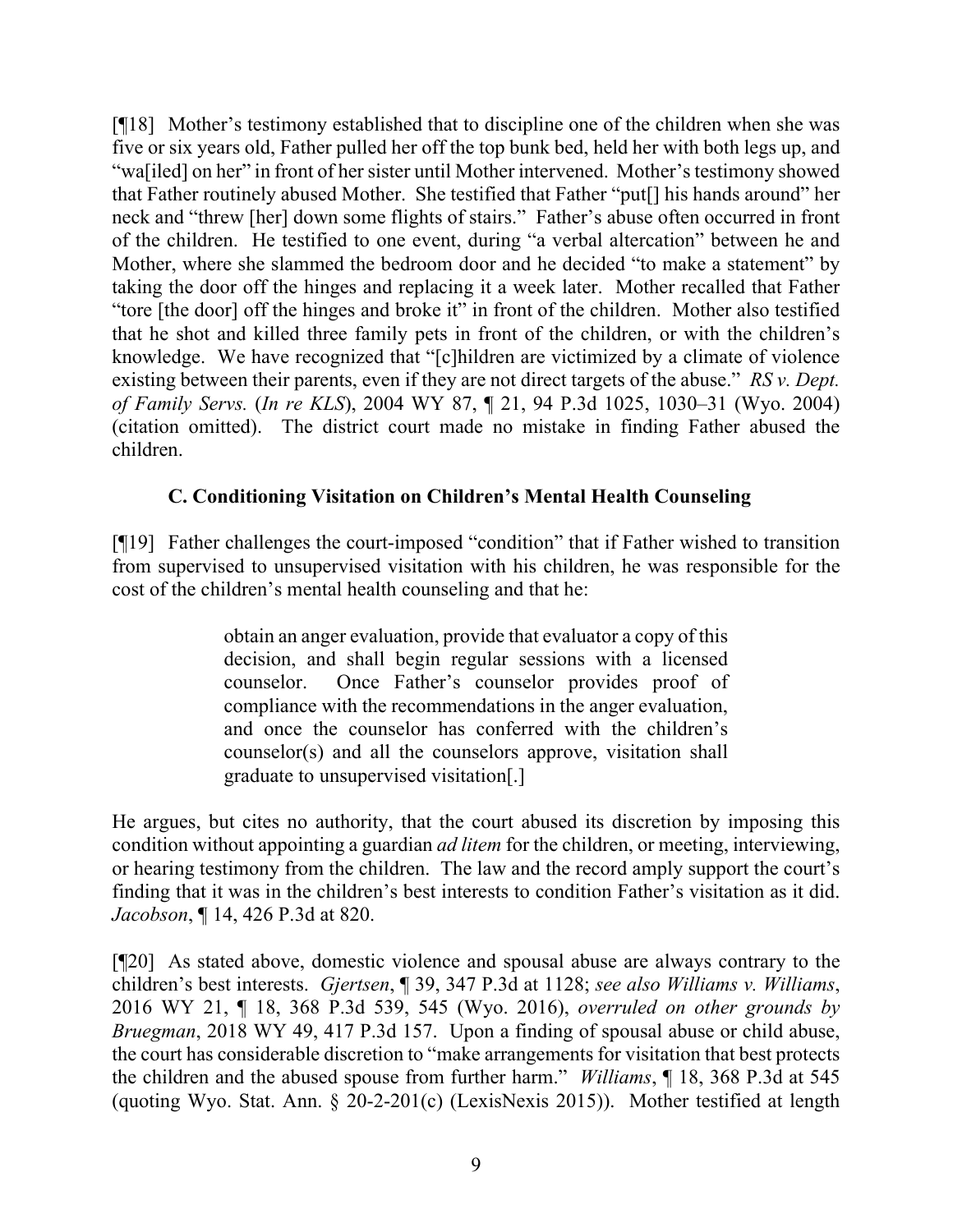[¶18] Mother's testimony established that to discipline one of the children when she was five or six years old, Father pulled her off the top bunk bed, held her with both legs up, and "wa[iled] on her" in front of her sister until Mother intervened. Mother's testimony showed that Father routinely abused Mother. She testified that Father "put[] his hands around" her neck and "threw [her] down some flights of stairs." Father's abuse often occurred in front of the children. He testified to one event, during "a verbal altercation" between he and Mother, where she slammed the bedroom door and he decided "to make a statement" by taking the door off the hinges and replacing it a week later. Mother recalled that Father "tore [the door] off the hinges and broke it" in front of the children. Mother also testified that he shot and killed three family pets in front of the children, or with the children's knowledge. We have recognized that "[c]hildren are victimized by a climate of violence existing between their parents, even if they are not direct targets of the abuse." *RS v. Dept. of Family Servs.* (*In re KLS*), 2004 WY 87, ¶ 21, 94 P.3d 1025, 1030–31 (Wyo. 2004) (citation omitted). The district court made no mistake in finding Father abused the children.

### C. Conditioning Visitation on Children's Mental Health Counseling

[¶19] Father challenges the court-imposed "condition" that if Father wished to transition from supervised to unsupervised visitation with his children, he was responsible for the cost of the children's mental health counseling and that he:

> obtain an anger evaluation, provide that evaluator a copy of this decision, and shall begin regular sessions with a licensed counselor. Once Father's counselor provides proof of compliance with the recommendations in the anger evaluation, and once the counselor has conferred with the children's counselor(s) and all the counselors approve, visitation shall graduate to unsupervised visitation[.]

He argues, but cites no authority, that the court abused its discretion by imposing this condition without appointing a guardian *ad litem* for the children, or meeting, interviewing, or hearing testimony from the children. The law and the record amply support the court's finding that it was in the children's best interests to condition Father's visitation as it did. *Jacobson*, ¶ 14, 426 P.3d at 820.

[¶20] As stated above, domestic violence and spousal abuse are always contrary to the children's best interests. *Gjertsen*, ¶ 39, 347 P.3d at 1128; *see also Williams v. Williams*, 2016 WY 21, ¶ 18, 368 P.3d 539, 545 (Wyo. 2016), *overruled on other grounds by Bruegman*, 2018 WY 49, 417 P.3d 157. Upon a finding of spousal abuse or child abuse, the court has considerable discretion to "make arrangements for visitation that best protects the children and the abused spouse from further harm." *Williams*, ¶ 18, 368 P.3d at 545 (quoting Wyo. Stat. Ann. § 20-2-201(c) (LexisNexis 2015)). Mother testified at length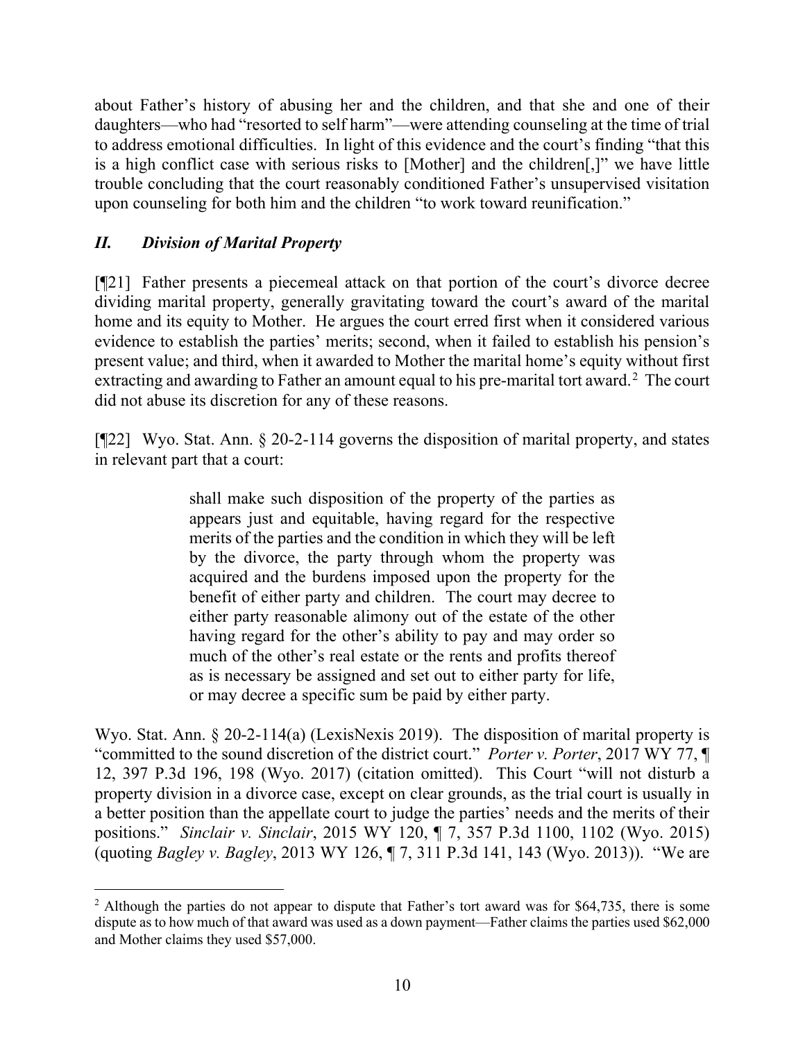about Father's history of abusing her and the children, and that she and one of their daughters—who had "resorted to self harm"—were attending counseling at the time of trial to address emotional difficulties. In light of this evidence and the court's finding "that this is a high conflict case with serious risks to [Mother] and the children[,]" we have little trouble concluding that the court reasonably conditioned Father's unsupervised visitation upon counseling for both him and the children "to work toward reunification."

## *II. Division of Marital Property*

[¶21] Father presents a piecemeal attack on that portion of the court's divorce decree dividing marital property, generally gravitating toward the court's award of the marital home and its equity to Mother. He argues the court erred first when it considered various evidence to establish the parties' merits; second, when it failed to establish his pension's present value; and third, when it awarded to Mother the marital home's equity without first extracting and awarding to Father an amount equal to his pre-marital tort award.[2] The court did not abuse its discretion for any of these reasons.

[¶22] Wyo. Stat. Ann. § 20-2-114 governs the disposition of marital property, and states in relevant part that a court:

> shall make such disposition of the property of the parties as appears just and equitable, having regard for the respective merits of the parties and the condition in which they will be left by the divorce, the party through whom the property was acquired and the burdens imposed upon the property for the benefit of either party and children. The court may decree to either party reasonable alimony out of the estate of the other having regard for the other's ability to pay and may order so much of the other's real estate or the rents and profits thereof as is necessary be assigned and set out to either party for life, or may decree a specific sum be paid by either party.

Wyo. Stat. Ann. § 20-2-114(a) (LexisNexis 2019). The disposition of marital property is "committed to the sound discretion of the district court." *Porter v. Porter*, 2017 WY 77, ¶ 12, 397 P.3d 196, 198 (Wyo. 2017) (citation omitted). This Court "will not disturb a property division in a divorce case, except on clear grounds, as the trial court is usually in a better position than the appellate court to judge the parties' needs and the merits of their positions." *Sinclair v. Sinclair*, 2015 WY 120, ¶ 7, 357 P.3d 1100, 1102 (Wyo. 2015) (quoting *Bagley v. Bagley*, 2013 WY 126, ¶ 7, 311 P.3d 141, 143 (Wyo. 2013)). "We are

---

[2] Although the parties do not appear to dispute that Father's tort award was for $64,735, there is some dispute as to how much of that award was used as a down payment—Father claims the parties used $62,000 and Mother claims they used $57,000.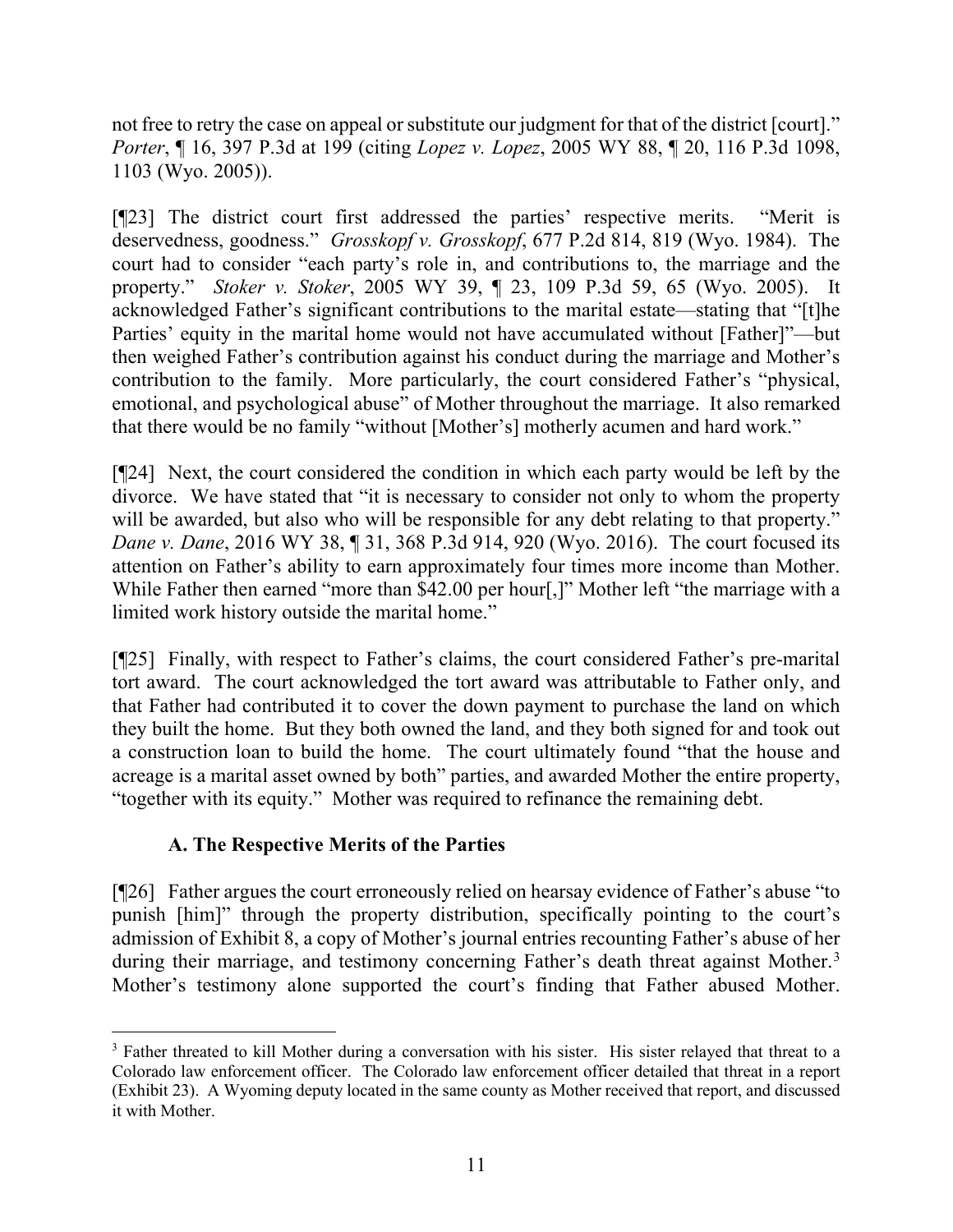not free to retry the case on appeal or substitute our judgment for that of the district [court]." *Porter*, ¶ 16, 397 P.3d at 199 (citing *Lopez v. Lopez*, 2005 WY 88, ¶ 20, 116 P.3d 1098, 1103 (Wyo. 2005)).

[¶23] The district court first addressed the parties' respective merits. "Merit is deservedness, goodness." *Grosskopf v. Grosskopf*, 677 P.2d 814, 819 (Wyo. 1984). The court had to consider "each party's role in, and contributions to, the marriage and the property." *Stoker v. Stoker*, 2005 WY 39, ¶ 23, 109 P.3d 59, 65 (Wyo. 2005). It acknowledged Father's significant contributions to the marital estate—stating that "[t]he Parties' equity in the marital home would not have accumulated without [Father]"—but then weighed Father's contribution against his conduct during the marriage and Mother's contribution to the family. More particularly, the court considered Father's "physical, emotional, and psychological abuse" of Mother throughout the marriage. It also remarked that there would be no family "without [Mother's] motherly acumen and hard work."

[¶24] Next, the court considered the condition in which each party would be left by the divorce. We have stated that "it is necessary to consider not only to whom the property will be awarded, but also who will be responsible for any debt relating to that property." *Dane v. Dane*, 2016 WY 38, ¶ 31, 368 P.3d 914, 920 (Wyo. 2016). The court focused its attention on Father's ability to earn approximately four times more income than Mother. While Father then earned "more than $42.00 per hour[,]" Mother left "the marriage with a limited work history outside the marital home."

[¶25] Finally, with respect to Father's claims, the court considered Father's pre-marital tort award. The court acknowledged the tort award was attributable to Father only, and that Father had contributed it to cover the down payment to purchase the land on which they built the home. But they both owned the land, and they both signed for and took out a construction loan to build the home. The court ultimately found "that the house and acreage is a marital asset owned by both" parties, and awarded Mother the entire property, "together with its equity." Mother was required to refinance the remaining debt.

### A. The Respective Merits of the Parties

[¶26] Father argues the court erroneously relied on hearsay evidence of Father's abuse "to punish [him]" through the property distribution, specifically pointing to the court's admission of Exhibit 8, a copy of Mother's journal entries recounting Father's abuse of her during their marriage, and testimony concerning Father's death threat against Mother.[3] Mother's testimony alone supported the court's finding that Father abused Mother.

[3] Father threated to kill Mother during a conversation with his sister. His sister relayed that threat to a Colorado law enforcement officer. The Colorado law enforcement officer detailed that threat in a report (Exhibit 23). A Wyoming deputy located in the same county as Mother received that report, and discussed it with Mother.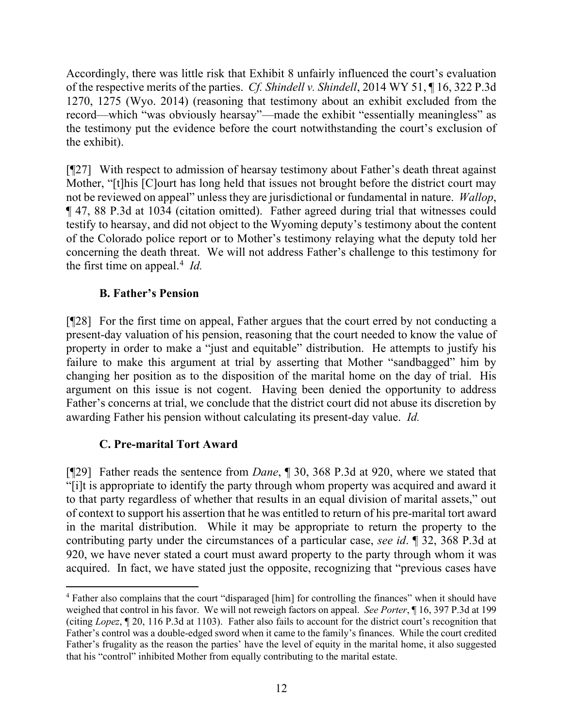Accordingly, there was little risk that Exhibit 8 unfairly influenced the court's evaluation of the respective merits of the parties. *Cf. Shindell v. Shindell*, 2014 WY 51, ¶ 16, 322 P.3d 1270, 1275 (Wyo. 2014) (reasoning that testimony about an exhibit excluded from the record—which "was obviously hearsay"—made the exhibit "essentially meaningless" as the testimony put the evidence before the court notwithstanding the court's exclusion of the exhibit).

[¶27] With respect to admission of hearsay testimony about Father's death threat against Mother, "[t]his [C]ourt has long held that issues not brought before the district court may not be reviewed on appeal" unless they are jurisdictional or fundamental in nature. *Wallop*, ¶ 47, 88 P.3d at 1034 (citation omitted). Father agreed during trial that witnesses could testify to hearsay, and did not object to the Wyoming deputy's testimony about the content of the Colorado police report or to Mother's testimony relaying what the deputy told her concerning the death threat. We will not address Father's challenge to this testimony for the first time on appeal.[4] *Id.*

### B. Father's Pension

[¶28] For the first time on appeal, Father argues that the court erred by not conducting a present-day valuation of his pension, reasoning that the court needed to know the value of property in order to make a "just and equitable" distribution. He attempts to justify his failure to make this argument at trial by asserting that Mother "sandbagged" him by changing her position as to the disposition of the marital home on the day of trial. His argument on this issue is not cogent. Having been denied the opportunity to address Father's concerns at trial, we conclude that the district court did not abuse its discretion by awarding Father his pension without calculating its present-day value. *Id.*

### C. Pre-marital Tort Award

[¶29] Father reads the sentence from *Dane*, ¶ 30, 368 P.3d at 920, where we stated that "[i]t is appropriate to identify the party through whom property was acquired and award it to that party regardless of whether that results in an equal division of marital assets," out of context to support his assertion that he was entitled to return of his pre-marital tort award in the marital distribution. While it may be appropriate to return the property to the contributing party under the circumstances of a particular case, *see id*. ¶ 32, 368 P.3d at 920, we have never stated a court must award property to the party through whom it was acquired. In fact, we have stated just the opposite, recognizing that "previous cases have

---

[4] Father also complains that the court "disparaged [him] for controlling the finances" when it should have weighed that control in his favor. We will not reweigh factors on appeal. *See Porter*, ¶ 16, 397 P.3d at 199 (citing *Lopez*, ¶ 20, 116 P.3d at 1103). Father also fails to account for the district court's recognition that Father's control was a double-edged sword when it came to the family's finances. While the court credited Father's frugality as the reason the parties' have the level of equity in the marital home, it also suggested that his "control" inhibited Mother from equally contributing to the marital estate.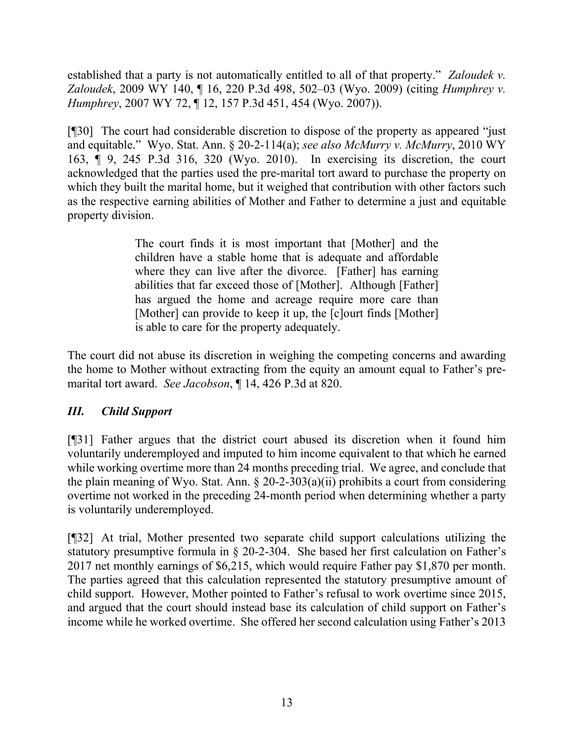established that a party is not automatically entitled to all of that property." *Zaloudek v. Zaloudek*, 2009 WY 140, ¶ 16, 220 P.3d 498, 502–03 (Wyo. 2009) (citing *Humphrey v. Humphrey*, 2007 WY 72, ¶ 12, 157 P.3d 451, 454 (Wyo. 2007)).

[¶30] The court had considerable discretion to dispose of the property as appeared "just and equitable." Wyo. Stat. Ann. § 20-2-114(a); *see also McMurry v. McMurry*, 2010 WY 163, ¶ 9, 245 P.3d 316, 320 (Wyo. 2010). In exercising its discretion, the court acknowledged that the parties used the pre-marital tort award to purchase the property on which they built the marital home, but it weighed that contribution with other factors such as the respective earning abilities of Mother and Father to determine a just and equitable property division.

> The court finds it is most important that [Mother] and the children have a stable home that is adequate and affordable where they can live after the divorce. [Father] has earning abilities that far exceed those of [Mother]. Although [Father] has argued the home and acreage require more care than [Mother] can provide to keep it up, the [c]ourt finds [Mother] is able to care for the property adequately.

The court did not abuse its discretion in weighing the competing concerns and awarding the home to Mother without extracting from the equity an amount equal to Father's pre-marital tort award. *See Jacobson*, ¶ 14, 426 P.3d at 820.

## *III. Child Support*

[¶31] Father argues that the district court abused its discretion when it found him voluntarily underemployed and imputed to him income equivalent to that which he earned while working overtime more than 24 months preceding trial. We agree, and conclude that the plain meaning of Wyo. Stat. Ann. § 20-2-303(a)(ii) prohibits a court from considering overtime not worked in the preceding 24-month period when determining whether a party is voluntarily underemployed.

[¶32] At trial, Mother presented two separate child support calculations utilizing the statutory presumptive formula in § 20-2-304. She based her first calculation on Father's 2017 net monthly earnings of $6,215, which would require Father pay $1,870 per month. The parties agreed that this calculation represented the statutory presumptive amount of child support. However, Mother pointed to Father's refusal to work overtime since 2015, and argued that the court should instead base its calculation of child support on Father's income while he worked overtime. She offered her second calculation using Father's 2013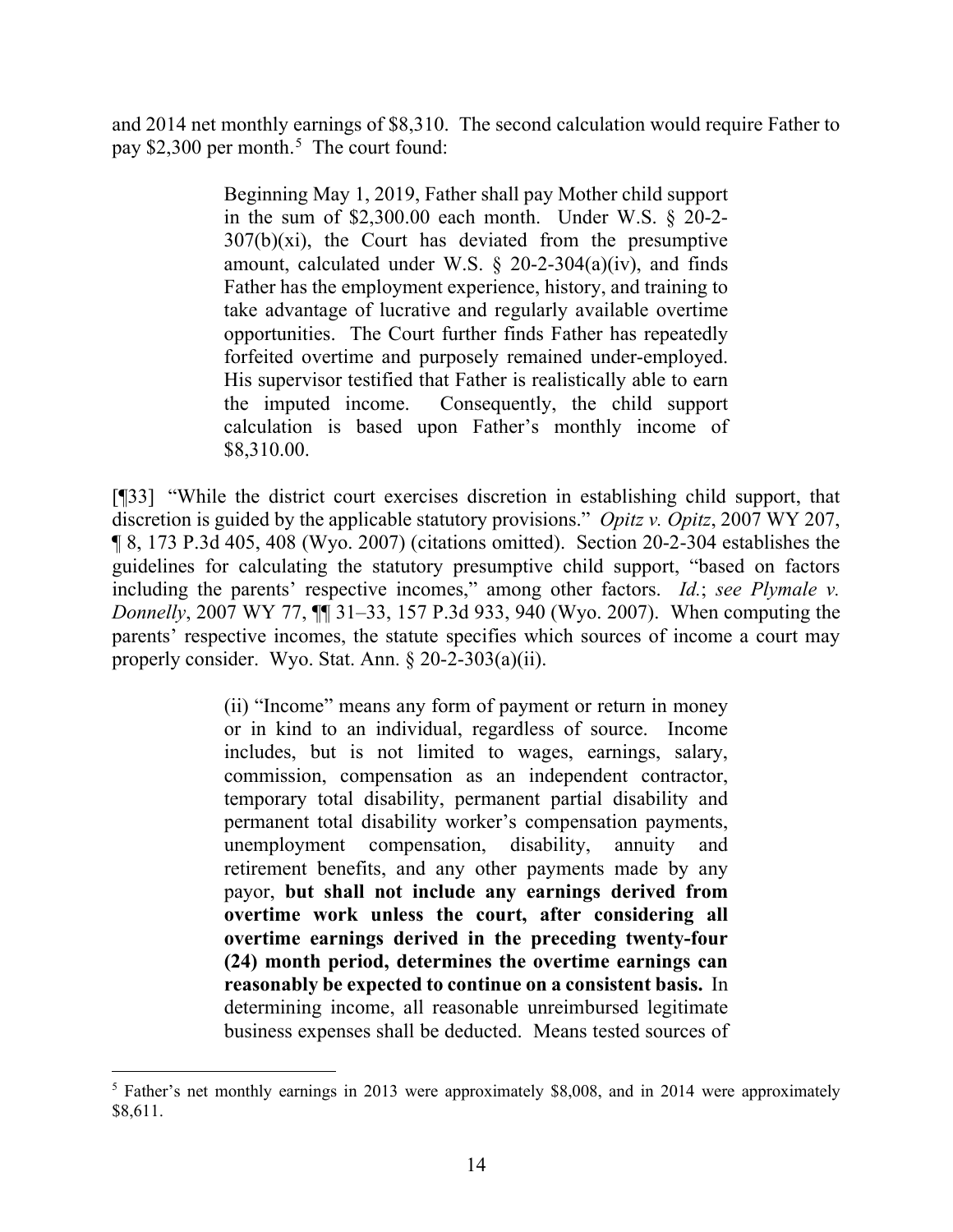and 2014 net monthly earnings of $8,310. The second calculation would require Father to pay $2,300 per month.[5] The court found:

> Beginning May 1, 2019, Father shall pay Mother child support in the sum of $2,300.00 each month. Under W.S. § 20-2-307(b)(xi), the Court has deviated from the presumptive amount, calculated under W.S. § 20-2-304(a)(iv), and finds Father has the employment experience, history, and training to take advantage of lucrative and regularly available overtime opportunities. The Court further finds Father has repeatedly forfeited overtime and purposely remained under-employed. His supervisor testified that Father is realistically able to earn the imputed income. Consequently, the child support calculation is based upon Father's monthly income of $8,310.00.

[¶33] "While the district court exercises discretion in establishing child support, that discretion is guided by the applicable statutory provisions." *Opitz v. Opitz*, 2007 WY 207, ¶ 8, 173 P.3d 405, 408 (Wyo. 2007) (citations omitted). Section 20-2-304 establishes the guidelines for calculating the statutory presumptive child support, "based on factors including the parents' respective incomes," among other factors. *Id.*; *see Plymale v. Donnelly*, 2007 WY 77, ¶¶ 31–33, 157 P.3d 933, 940 (Wyo. 2007). When computing the parents' respective incomes, the statute specifies which sources of income a court may properly consider. Wyo. Stat. Ann. § 20-2-303(a)(ii).

> (ii) "Income" means any form of payment or return in money or in kind to an individual, regardless of source. Income includes, but is not limited to wages, earnings, salary, commission, compensation as an independent contractor, temporary total disability, permanent partial disability and permanent total disability worker's compensation payments, unemployment compensation, disability, annuity and retirement benefits, and any other payments made by any payor, **but shall not include any earnings derived from overtime work unless the court, after considering all overtime earnings derived in the preceding twenty-four (24) month period, determines the overtime earnings can reasonably be expected to continue on a consistent basis.** In determining income, all reasonable unreimbursed legitimate business expenses shall be deducted. Means tested sources of

[5] Father's net monthly earnings in 2013 were approximately $8,008, and in 2014 were approximately $8,611.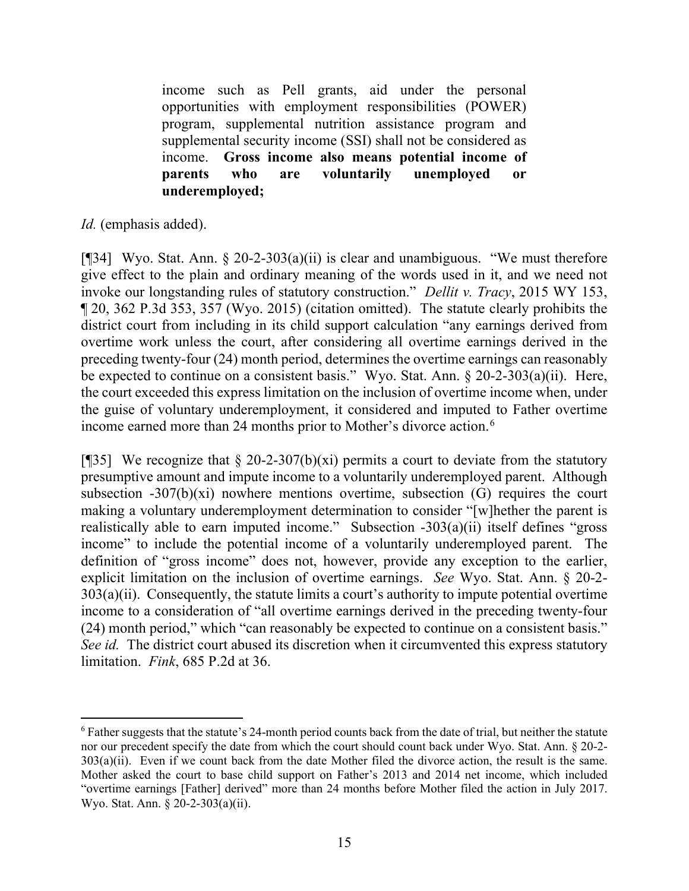> income such as Pell grants, aid under the personal opportunities with employment responsibilities (POWER) program, supplemental nutrition assistance program and supplemental security income (SSI) shall not be considered as income. **Gross income also means potential income of parents who are voluntarily unemployed or underemployed;**

*Id.* (emphasis added).

[¶34] Wyo. Stat. Ann. § 20-2-303(a)(ii) is clear and unambiguous. "We must therefore give effect to the plain and ordinary meaning of the words used in it, and we need not invoke our longstanding rules of statutory construction." *Dellit v. Tracy*, 2015 WY 153, ¶ 20, 362 P.3d 353, 357 (Wyo. 2015) (citation omitted). The statute clearly prohibits the district court from including in its child support calculation "any earnings derived from overtime work unless the court, after considering all overtime earnings derived in the preceding twenty-four (24) month period, determines the overtime earnings can reasonably be expected to continue on a consistent basis." Wyo. Stat. Ann. § 20-2-303(a)(ii). Here, the court exceeded this express limitation on the inclusion of overtime income when, under the guise of voluntary underemployment, it considered and imputed to Father overtime income earned more than 24 months prior to Mother's divorce action.[6]

[¶35] We recognize that § 20-2-307(b)(xi) permits a court to deviate from the statutory presumptive amount and impute income to a voluntarily underemployed parent. Although subsection -307(b)(xi) nowhere mentions overtime, subsection (G) requires the court making a voluntary underemployment determination to consider "[w]hether the parent is realistically able to earn imputed income." Subsection -303(a)(ii) itself defines "gross income" to include the potential income of a voluntarily underemployed parent. The definition of "gross income" does not, however, provide any exception to the earlier, explicit limitation on the inclusion of overtime earnings. *See* Wyo. Stat. Ann. § 20-2-303(a)(ii). Consequently, the statute limits a court's authority to impute potential overtime income to a consideration of "all overtime earnings derived in the preceding twenty-four (24) month period," which "can reasonably be expected to continue on a consistent basis." *See id.* The district court abused its discretion when it circumvented this express statutory limitation. *Fink*, 685 P.2d at 36.

---

[6] Father suggests that the statute's 24-month period counts back from the date of trial, but neither the statute nor our precedent specify the date from which the court should count back under Wyo. Stat. Ann. § 20-2-303(a)(ii). Even if we count back from the date Mother filed the divorce action, the result is the same. Mother asked the court to base child support on Father's 2013 and 2014 net income, which included "overtime earnings [Father] derived" more than 24 months before Mother filed the action in July 2017. Wyo. Stat. Ann. § 20-2-303(a)(ii).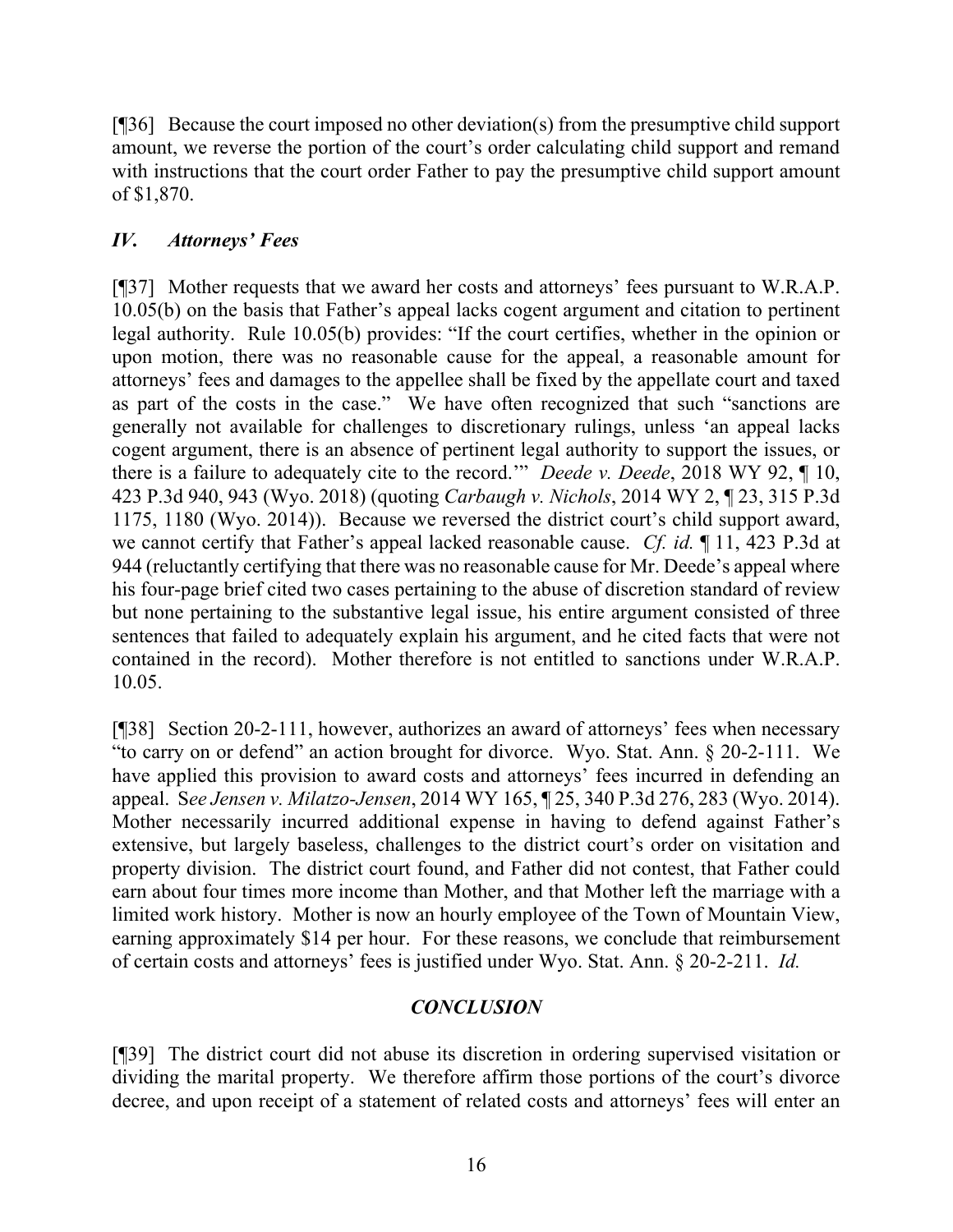[¶36] Because the court imposed no other deviation(s) from the presumptive child support amount, we reverse the portion of the court's order calculating child support and remand with instructions that the court order Father to pay the presumptive child support amount of $1,870.

## *IV. Attorneys' Fees*

[¶37] Mother requests that we award her costs and attorneys' fees pursuant to W.R.A.P. 10.05(b) on the basis that Father's appeal lacks cogent argument and citation to pertinent legal authority. Rule 10.05(b) provides: "If the court certifies, whether in the opinion or upon motion, there was no reasonable cause for the appeal, a reasonable amount for attorneys' fees and damages to the appellee shall be fixed by the appellate court and taxed as part of the costs in the case." We have often recognized that such "sanctions are generally not available for challenges to discretionary rulings, unless 'an appeal lacks cogent argument, there is an absence of pertinent legal authority to support the issues, or there is a failure to adequately cite to the record.'" *Deede v. Deede*, 2018 WY 92, ¶ 10, 423 P.3d 940, 943 (Wyo. 2018) (quoting *Carbaugh v. Nichols*, 2014 WY 2, ¶ 23, 315 P.3d 1175, 1180 (Wyo. 2014)). Because we reversed the district court's child support award, we cannot certify that Father's appeal lacked reasonable cause. *Cf. id.* ¶ 11, 423 P.3d at 944 (reluctantly certifying that there was no reasonable cause for Mr. Deede's appeal where his four-page brief cited two cases pertaining to the abuse of discretion standard of review but none pertaining to the substantive legal issue, his entire argument consisted of three sentences that failed to adequately explain his argument, and he cited facts that were not contained in the record). Mother therefore is not entitled to sanctions under W.R.A.P. 10.05.

[¶38] Section 20-2-111, however, authorizes an award of attorneys' fees when necessary "to carry on or defend" an action brought for divorce. Wyo. Stat. Ann. § 20-2-111. We have applied this provision to award costs and attorneys' fees incurred in defending an appeal. S*ee Jensen v. Milatzo-Jensen*, 2014 WY 165, ¶ 25, 340 P.3d 276, 283 (Wyo. 2014). Mother necessarily incurred additional expense in having to defend against Father's extensive, but largely baseless, challenges to the district court's order on visitation and property division. The district court found, and Father did not contest, that Father could earn about four times more income than Mother, and that Mother left the marriage with a limited work history. Mother is now an hourly employee of the Town of Mountain View, earning approximately $14 per hour. For these reasons, we conclude that reimbursement of certain costs and attorneys' fees is justified under Wyo. Stat. Ann. § 20-2-211. *Id.*

## *CONCLUSION*

[¶39] The district court did not abuse its discretion in ordering supervised visitation or dividing the marital property. We therefore affirm those portions of the court's divorce decree, and upon receipt of a statement of related costs and attorneys' fees will enter an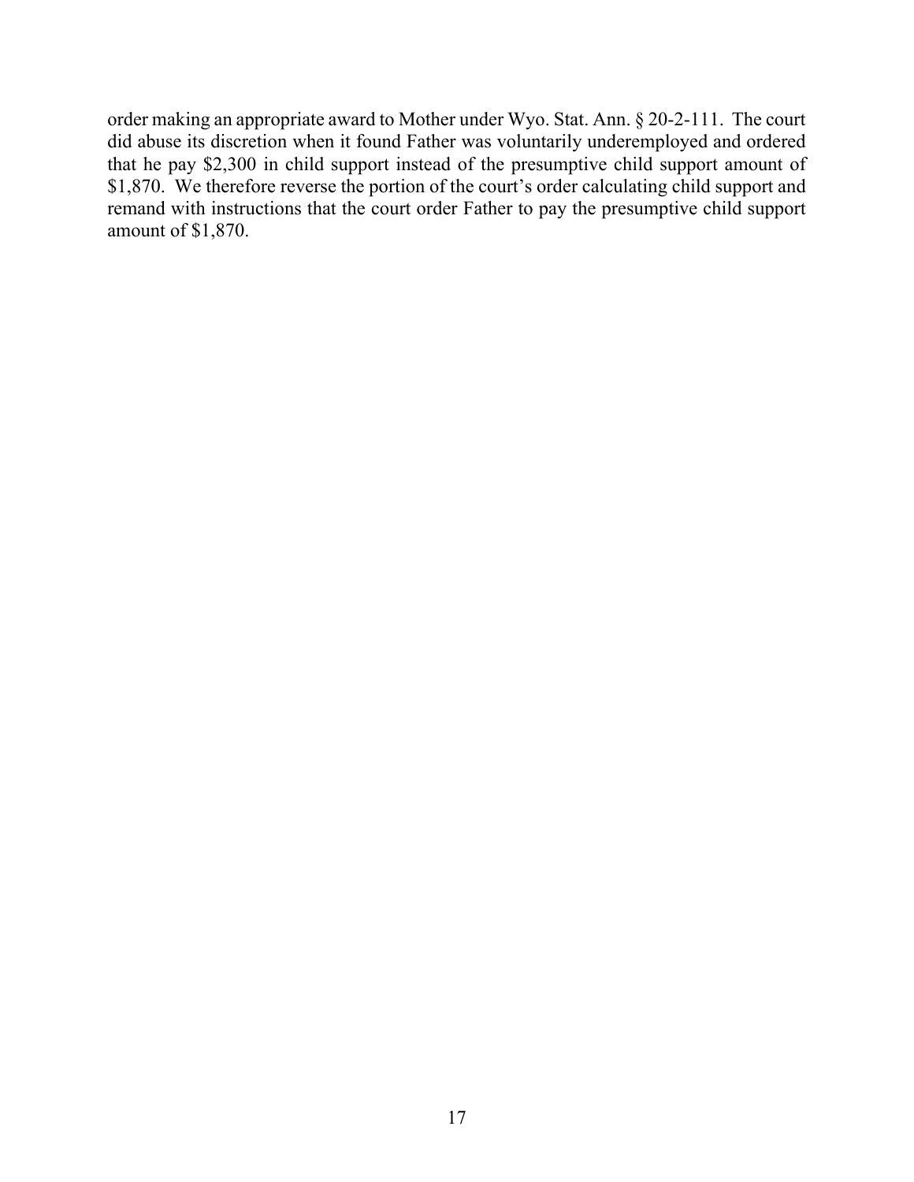order making an appropriate award to Mother under Wyo. Stat. Ann. § 20-2-111. The court did abuse its discretion when it found Father was voluntarily underemployed and ordered that he pay $2,300 in child support instead of the presumptive child support amount of $1,870. We therefore reverse the portion of the court's order calculating child support and remand with instructions that the court order Father to pay the presumptive child support amount of $1,870.